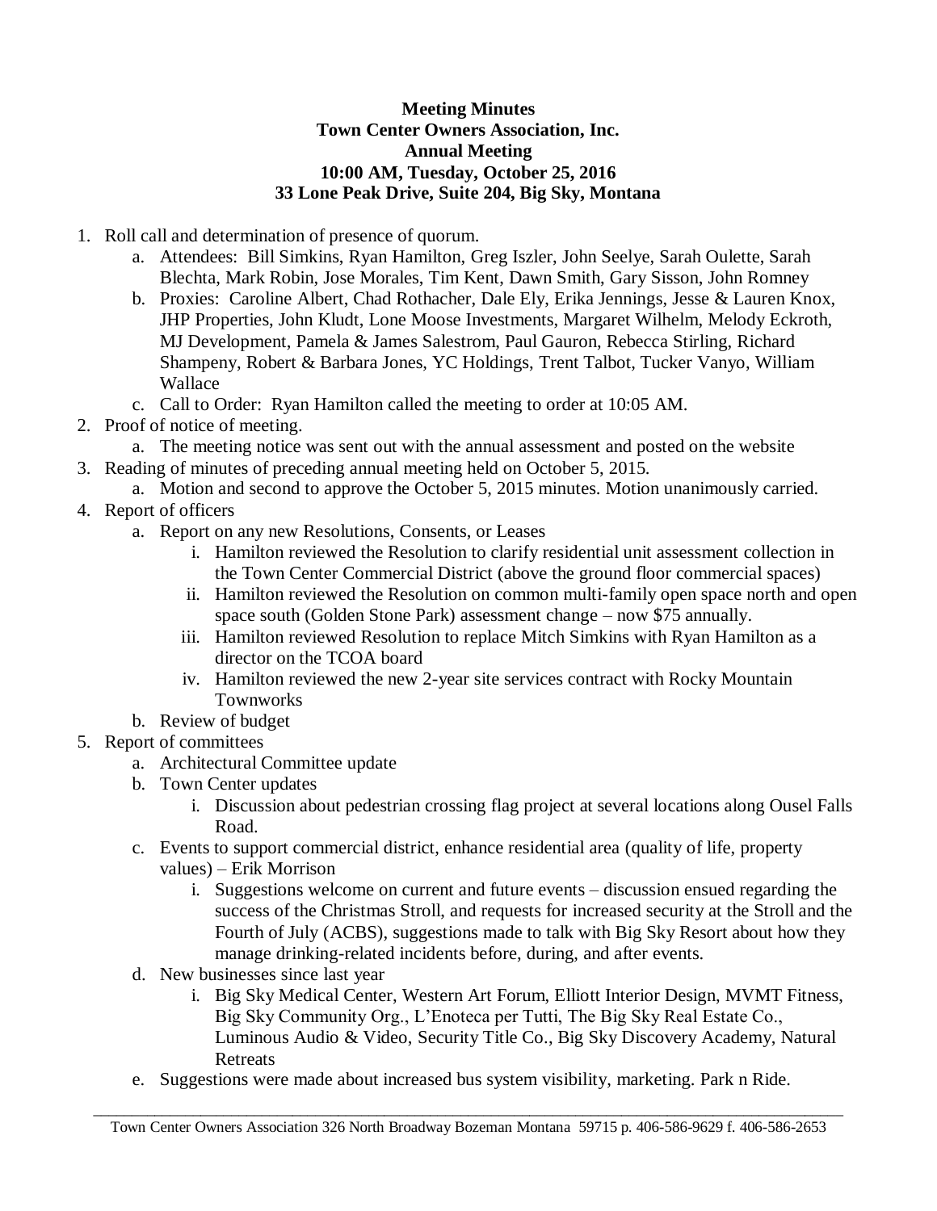**Meeting Minutes**
**Town Center Owners Association, Inc.**
**Annual Meeting**
**10:00 AM, Tuesday, October 25, 2016**
**33 Lone Peak Drive, Suite 204, Big Sky, Montana**

1. Roll call and determination of presence of quorum.
    a. Attendees: Bill Simkins, Ryan Hamilton, Greg Iszler, John Seelye, Sarah Oulette, Sarah Blechta, Mark Robin, Jose Morales, Tim Kent, Dawn Smith, Gary Sisson, John Romney
    b. Proxies: Caroline Albert, Chad Rothacher, Dale Ely, Erika Jennings, Jesse & Lauren Knox, JHP Properties, John Kludt, Lone Moose Investments, Margaret Wilhelm, Melody Eckroth, MJ Development, Pamela & James Salestrom, Paul Gauron, Rebecca Stirling, Richard Shampeny, Robert & Barbara Jones, YC Holdings, Trent Talbot, Tucker Vanyo, William Wallace
    c. Call to Order: Ryan Hamilton called the meeting to order at 10:05 AM.
2. Proof of notice of meeting.
    a. The meeting notice was sent out with the annual assessment and posted on the website
3. Reading of minutes of preceding annual meeting held on October 5, 2015.
    a. Motion and second to approve the October 5, 2015 minutes. Motion unanimously carried.
4. Report of officers
    a. Report on any new Resolutions, Consents, or Leases
        i. Hamilton reviewed the Resolution to clarify residential unit assessment collection in the Town Center Commercial District (above the ground floor commercial spaces)
        ii. Hamilton reviewed the Resolution on common multi-family open space north and open space south (Golden Stone Park) assessment change – now $75 annually.
        iii. Hamilton reviewed Resolution to replace Mitch Simkins with Ryan Hamilton as a director on the TCOA board
        iv. Hamilton reviewed the new 2-year site services contract with Rocky Mountain Townworks
    b. Review of budget
5. Report of committees
    a. Architectural Committee update
    b. Town Center updates
        i. Discussion about pedestrian crossing flag project at several locations along Ousel Falls Road.
    c. Events to support commercial district, enhance residential area (quality of life, property values) – Erik Morrison
        i. Suggestions welcome on current and future events – discussion ensued regarding the success of the Christmas Stroll, and requests for increased security at the Stroll and the Fourth of July (ACBS), suggestions made to talk with Big Sky Resort about how they manage drinking-related incidents before, during, and after events.
    d. New businesses since last year
        i. Big Sky Medical Center, Western Art Forum, Elliott Interior Design, MVMT Fitness, Big Sky Community Org., L'Enoteca per Tutti, The Big Sky Real Estate Co., Luminous Audio & Video, Security Title Co., Big Sky Discovery Academy, Natural Retreats
    e. Suggestions were made about increased bus system visibility, marketing. Park n Ride.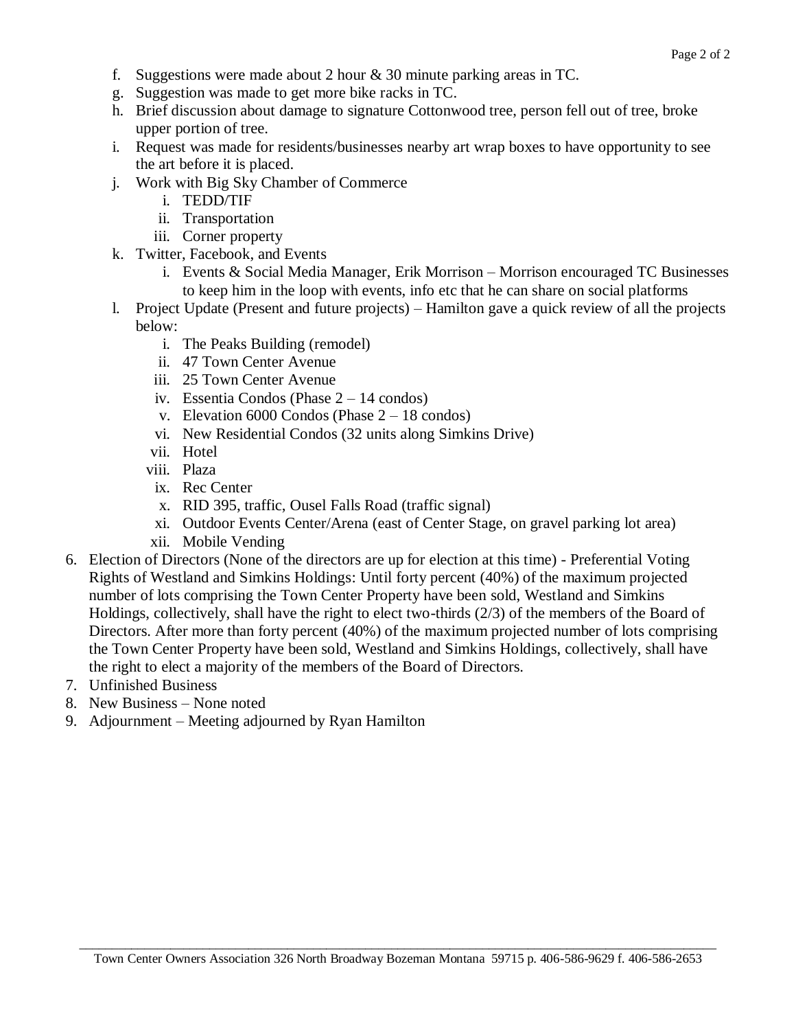f. Suggestions were made about 2 hour & 30 minute parking areas in TC.
g. Suggestion was made to get more bike racks in TC.
h. Brief discussion about damage to signature Cottonwood tree, person fell out of tree, broke upper portion of tree.
i. Request was made for residents/businesses nearby art wrap boxes to have opportunity to see the art before it is placed.
j. Work with Big Sky Chamber of Commerce
    i. TEDD/TIF
    ii. Transportation
    iii. Corner property
k. Twitter, Facebook, and Events
    i. Events & Social Media Manager, Erik Morrison – Morrison encouraged TC Businesses to keep him in the loop with events, info etc that he can share on social platforms
l. Project Update (Present and future projects) – Hamilton gave a quick review of all the projects below:
    i. The Peaks Building (remodel)
    ii. 47 Town Center Avenue
    iii. 25 Town Center Avenue
    iv. Essentia Condos (Phase 2 – 14 condos)
    v. Elevation 6000 Condos (Phase 2 – 18 condos)
    vi. New Residential Condos (32 units along Simkins Drive)
    vii. Hotel
    viii. Plaza
    ix. Rec Center
    x. RID 395, traffic, Ousel Falls Road (traffic signal)
    xi. Outdoor Events Center/Arena (east of Center Stage, on gravel parking lot area)
    xii. Mobile Vending

6. Election of Directors (None of the directors are up for election at this time) - Preferential Voting Rights of Westland and Simkins Holdings: Until forty percent (40%) of the maximum projected number of lots comprising the Town Center Property have been sold, Westland and Simkins Holdings, collectively, shall have the right to elect two-thirds (2/3) of the members of the Board of Directors. After more than forty percent (40%) of the maximum projected number of lots comprising the Town Center Property have been sold, Westland and Simkins Holdings, collectively, shall have the right to elect a majority of the members of the Board of Directors.
7. Unfinished Business
8. New Business – None noted
9. Adjournment – Meeting adjourned by Ryan Hamilton

Town Center Owners Association 326 North Broadway Bozeman Montana 59715 p. 406-586-9629 f. 406-586-2653